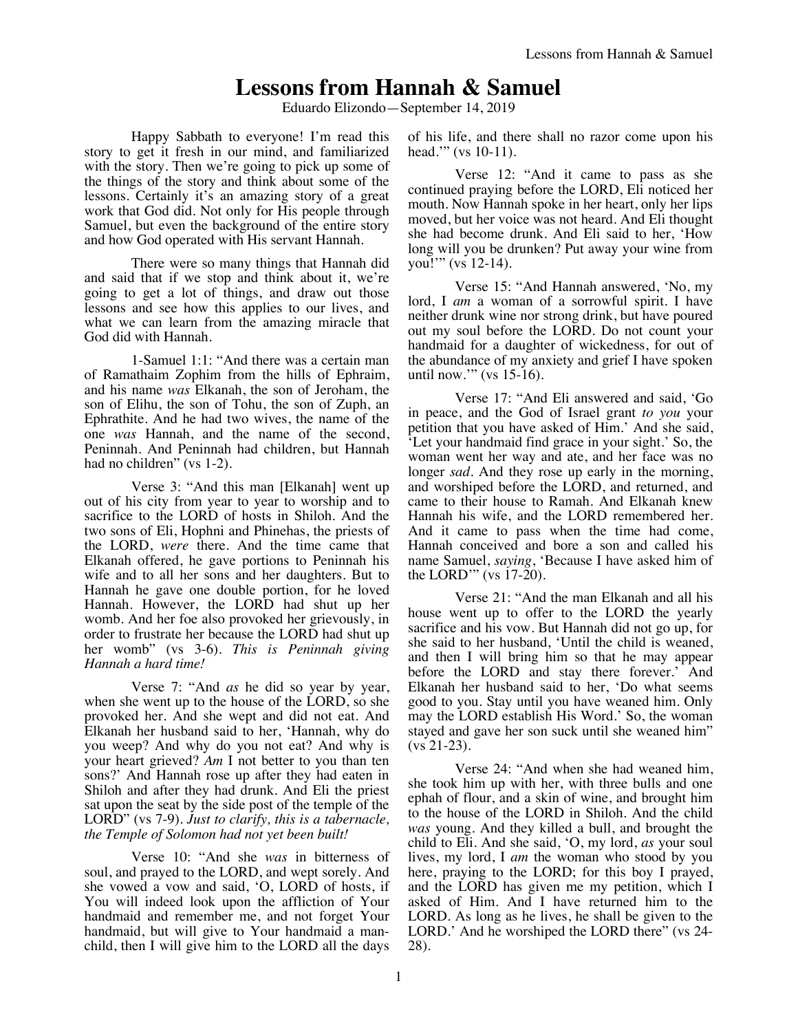# Lessons from Hannah & Samuel

Eduardo Elizondo—September 14, 2019

Happy Sabbath to everyone! I'm read this story to get it fresh in our mind, and familiarized with the story. Then we're going to pick up some of the things of the story and think about some of the lessons. Certainly it's an amazing story of a great work that God did. Not only for His people through Samuel, but even the background of the entire story and how God operated with His servant Hannah.

There were so many things that Hannah did and said that if we stop and think about it, we're going to get a lot of things, and draw out those lessons and see how this applies to our lives, and what we can learn from the amazing miracle that God did with Hannah.

1-Samuel 1:1: "And there was a certain man of Ramathaim Zophim from the hills of Ephraim, and his name *was* Elkanah, the son of Jeroham, the son of Elihu, the son of Tohu, the son of Zuph, an Ephrathite. And he had two wives, the name of the one *was* Hannah, and the name of the second, Peninnah. And Peninnah had children, but Hannah had no children" (vs 1-2).

Verse 3: "And this man [Elkanah] went up out of his city from year to year to worship and to sacrifice to the LORD of hosts in Shiloh. And the two sons of Eli, Hophni and Phinehas, the priests of the LORD, *were* there. And the time came that Elkanah offered, he gave portions to Peninnah his wife and to all her sons and her daughters. But to Hannah he gave one double portion, for he loved Hannah. However, the LORD had shut up her womb. And her foe also provoked her grievously, in order to frustrate her because the LORD had shut up her womb" (vs 3-6). *This is Peninnah giving Hannah a hard time!*

Verse 7: "And *as* he did so year by year, when she went up to the house of the LORD, so she provoked her. And she wept and did not eat. And Elkanah her husband said to her, 'Hannah, why do you weep? And why do you not eat? And why is your heart grieved? *Am* I not better to you than ten sons?' And Hannah rose up after they had eaten in Shiloh and after they had drunk. And Eli the priest sat upon the seat by the side post of the temple of the LORD" (vs 7-9). *Just to clarify, this is a tabernacle, the Temple of Solomon had not yet been built!*

Verse 10: "And she *was* in bitterness of soul, and prayed to the LORD, and wept sorely. And she vowed a vow and said, 'O, LORD of hosts, if You will indeed look upon the affliction of Your handmaid and remember me, and not forget Your handmaid, but will give to Your handmaid a man-child, then I will give him to the LORD all the days of his life, and there shall no razor come upon his head.'" (vs 10-11).

Verse 12: "And it came to pass as she continued praying before the LORD, Eli noticed her mouth. Now Hannah spoke in her heart, only her lips moved, but her voice was not heard. And Eli thought she had become drunk. And Eli said to her, 'How long will you be drunken? Put away your wine from you!'" (vs 12-14).

Verse 15: "And Hannah answered, 'No, my lord, I *am* a woman of a sorrowful spirit. I have neither drunk wine nor strong drink, but have poured out my soul before the LORD. Do not count your handmaid for a daughter of wickedness, for out of the abundance of my anxiety and grief I have spoken until now.'" (vs 15-16).

Verse 17: "And Eli answered and said, 'Go in peace, and the God of Israel grant *to you* your petition that you have asked of Him.' And she said, 'Let your handmaid find grace in your sight.' So, the woman went her way and ate, and her face was no longer *sad*. And they rose up early in the morning, and worshiped before the LORD, and returned, and came to their house to Ramah. And Elkanah knew Hannah his wife, and the LORD remembered her. And it came to pass when the time had come, Hannah conceived and bore a son and called his name Samuel, *saying*, 'Because I have asked him of the LORD'" (vs 17-20).

Verse 21: "And the man Elkanah and all his house went up to offer to the LORD the yearly sacrifice and his vow. But Hannah did not go up, for she said to her husband, 'Until the child is weaned, and then I will bring him so that he may appear before the LORD and stay there forever.' And Elkanah her husband said to her, 'Do what seems good to you. Stay until you have weaned him. Only may the LORD establish His Word.' So, the woman stayed and gave her son suck until she weaned him" (vs 21-23).

Verse 24: "And when she had weaned him, she took him up with her, with three bulls and one ephah of flour, and a skin of wine, and brought him to the house of the LORD in Shiloh. And the child *was* young. And they killed a bull, and brought the child to Eli. And she said, 'O, my lord, *as* your soul lives, my lord, I *am* the woman who stood by you here, praying to the LORD; for this boy I prayed, and the LORD has given me my petition, which I asked of Him. And I have returned him to the LORD. As long as he lives, he shall be given to the LORD.' And he worshiped the LORD there" (vs 24-28).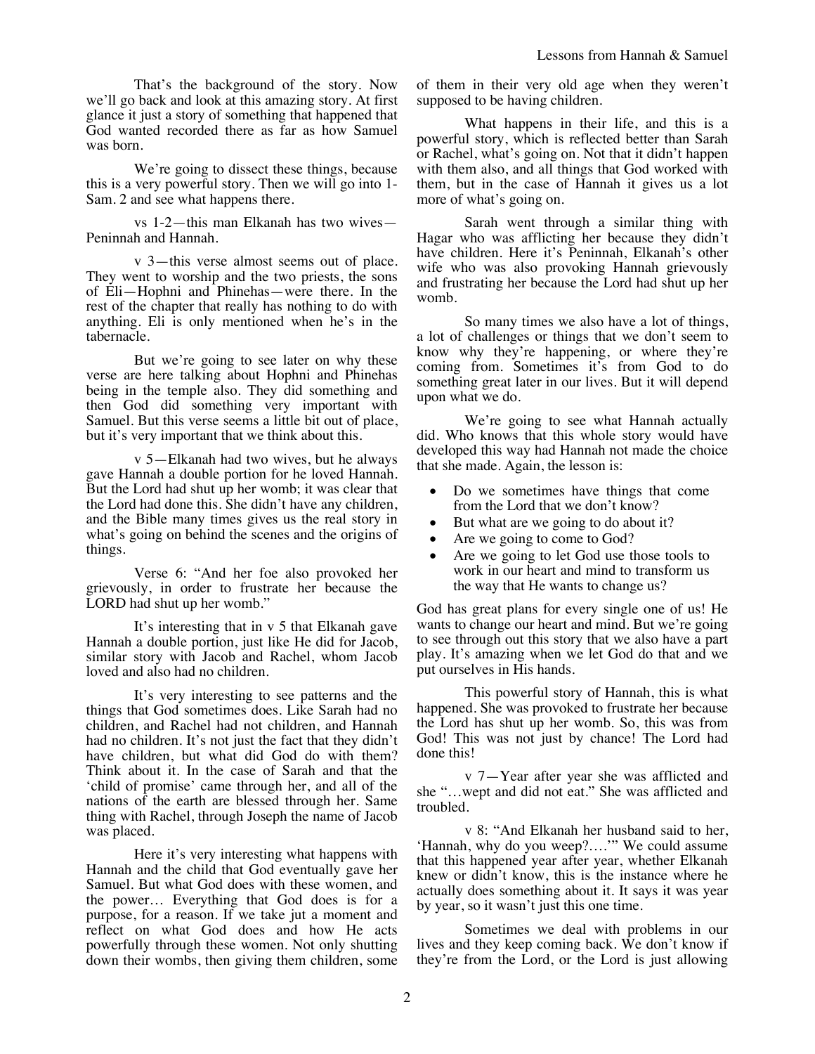That's the background of the story. Now we'll go back and look at this amazing story. At first glance it just a story of something that happened that God wanted recorded there as far as how Samuel was born.

We're going to dissect these things, because this is a very powerful story. Then we will go into 1-Sam. 2 and see what happens there.

vs 1-2—this man Elkanah has two wives—Peninnah and Hannah.

v 3—this verse almost seems out of place. They went to worship and the two priests, the sons of Eli—Hophni and Phinehas—were there. In the rest of the chapter that really has nothing to do with anything. Eli is only mentioned when he's in the tabernacle.

But we're going to see later on why these verse are here talking about Hophni and Phinehas being in the temple also. They did something and then God did something very important with Samuel. But this verse seems a little bit out of place, but it's very important that we think about this.

v 5—Elkanah had two wives, but he always gave Hannah a double portion for he loved Hannah. But the Lord had shut up her womb; it was clear that the Lord had done this. She didn't have any children, and the Bible many times gives us the real story in what's going on behind the scenes and the origins of things.

Verse 6: "And her foe also provoked her grievously, in order to frustrate her because the LORD had shut up her womb."

It's interesting that in v 5 that Elkanah gave Hannah a double portion, just like He did for Jacob, similar story with Jacob and Rachel, whom Jacob loved and also had no children.

It's very interesting to see patterns and the things that God sometimes does. Like Sarah had no children, and Rachel had not children, and Hannah had no children. It's not just the fact that they didn't have children, but what did God do with them? Think about it. In the case of Sarah and that the 'child of promise' came through her, and all of the nations of the earth are blessed through her. Same thing with Rachel, through Joseph the name of Jacob was placed.

Here it's very interesting what happens with Hannah and the child that God eventually gave her Samuel. But what God does with these women, and the power… Everything that God does is for a purpose, for a reason. If we take jut a moment and reflect on what God does and how He acts powerfully through these women. Not only shutting down their wombs, then giving them children, some of them in their very old age when they weren't supposed to be having children.

What happens in their life, and this is a powerful story, which is reflected better than Sarah or Rachel, what's going on. Not that it didn't happen with them also, and all things that God worked with them, but in the case of Hannah it gives us a lot more of what's going on.

Sarah went through a similar thing with Hagar who was afflicting her because they didn't have children. Here it's Peninnah, Elkanah's other wife who was also provoking Hannah grievously and frustrating her because the Lord had shut up her womb.

So many times we also have a lot of things, a lot of challenges or things that we don't seem to know why they're happening, or where they're coming from. Sometimes it's from God to do something great later in our lives. But it will depend upon what we do.

We're going to see what Hannah actually did. Who knows that this whole story would have developed this way had Hannah not made the choice that she made. Again, the lesson is:

- Do we sometimes have things that come from the Lord that we don't know?
- But what are we going to do about it?
- Are we going to come to God?
- Are we going to let God use those tools to work in our heart and mind to transform us the way that He wants to change us?

God has great plans for every single one of us! He wants to change our heart and mind. But we're going to see through out this story that we also have a part play. It's amazing when we let God do that and we put ourselves in His hands.

This powerful story of Hannah, this is what happened. She was provoked to frustrate her because the Lord has shut up her womb. So, this was from God! This was not just by chance! The Lord had done this!

v 7—Year after year she was afflicted and she "…wept and did not eat." She was afflicted and troubled.

v 8: "And Elkanah her husband said to her, 'Hannah, why do you weep?….'" We could assume that this happened year after year, whether Elkanah knew or didn't know, this is the instance where he actually does something about it. It says it was year by year, so it wasn't just this one time.

Sometimes we deal with problems in our lives and they keep coming back. We don't know if they're from the Lord, or the Lord is just allowing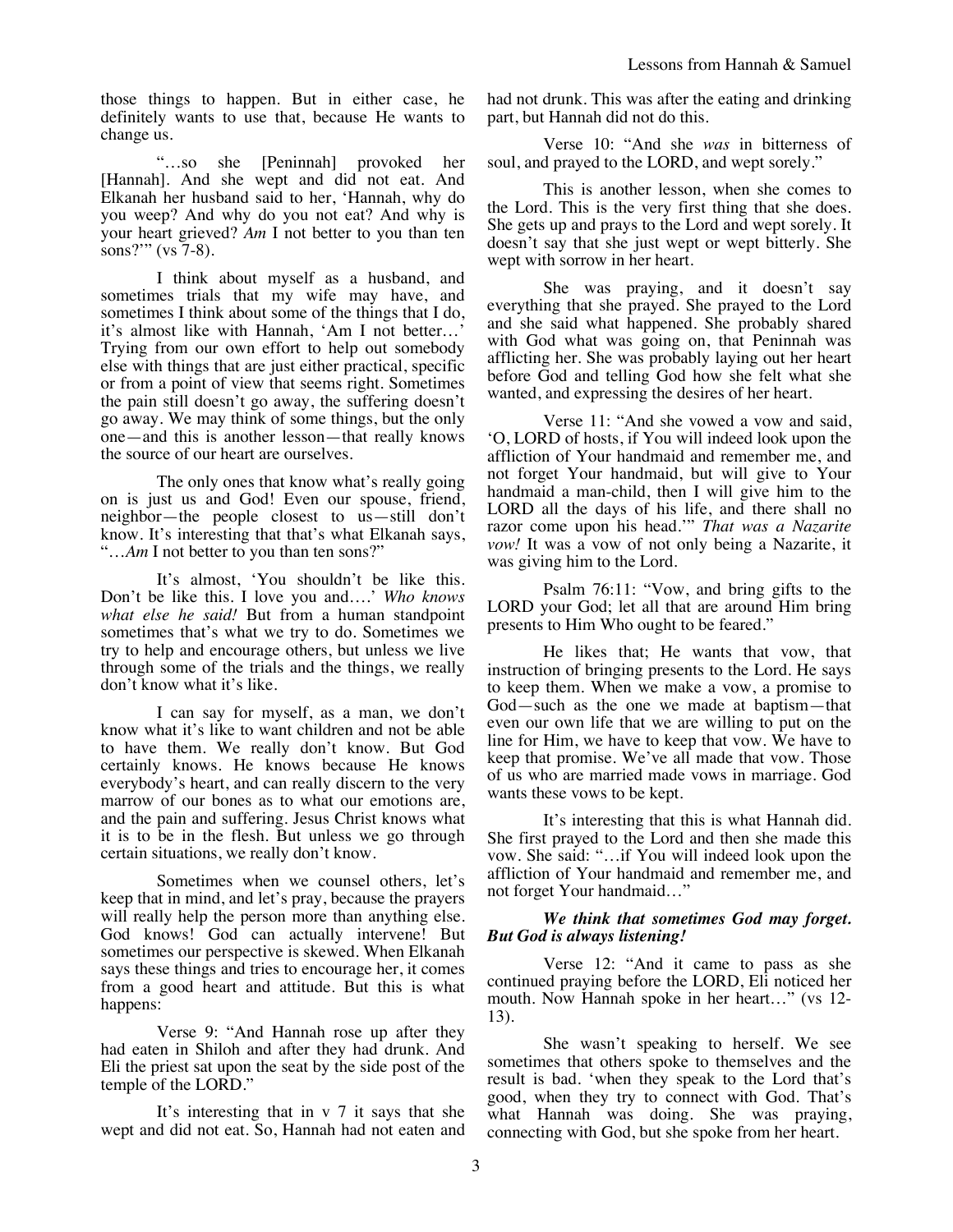those things to happen. But in either case, he definitely wants to use that, because He wants to change us.

"…so she [Peninnah] provoked her [Hannah]. And she wept and did not eat. And Elkanah her husband said to her, 'Hannah, why do you weep? And why do you not eat? And why is your heart grieved? *Am* I not better to you than ten sons?'" (vs 7-8).

I think about myself as a husband, and sometimes trials that my wife may have, and sometimes I think about some of the things that I do, it's almost like with Hannah, 'Am I not better…' Trying from our own effort to help out somebody else with things that are just either practical, specific or from a point of view that seems right. Sometimes the pain still doesn't go away, the suffering doesn't go away. We may think of some things, but the only one—and this is another lesson—that really knows the source of our heart are ourselves.

The only ones that know what's really going on is just us and God! Even our spouse, friend, neighbor—the people closest to us—still don't know. It's interesting that that's what Elkanah says, "…*Am* I not better to you than ten sons?"

It's almost, 'You shouldn't be like this. Don't be like this. I love you and….' *Who knows what else he said!* But from a human standpoint sometimes that's what we try to do. Sometimes we try to help and encourage others, but unless we live through some of the trials and the things, we really don't know what it's like.

I can say for myself, as a man, we don't know what it's like to want children and not be able to have them. We really don't know. But God certainly knows. He knows because He knows everybody's heart, and can really discern to the very marrow of our bones as to what our emotions are, and the pain and suffering. Jesus Christ knows what it is to be in the flesh. But unless we go through certain situations, we really don't know.

Sometimes when we counsel others, let's keep that in mind, and let's pray, because the prayers will really help the person more than anything else. God knows! God can actually intervene! But sometimes our perspective is skewed. When Elkanah says these things and tries to encourage her, it comes from a good heart and attitude. But this is what happens:

Verse 9: "And Hannah rose up after they had eaten in Shiloh and after they had drunk. And Eli the priest sat upon the seat by the side post of the temple of the LORD."

It's interesting that in v 7 it says that she wept and did not eat. So, Hannah had not eaten and had not drunk. This was after the eating and drinking part, but Hannah did not do this.

Verse 10: "And she *was* in bitterness of soul, and prayed to the LORD, and wept sorely."

This is another lesson, when she comes to the Lord. This is the very first thing that she does. She gets up and prays to the Lord and wept sorely. It doesn't say that she just wept or wept bitterly. She wept with sorrow in her heart.

She was praying, and it doesn't say everything that she prayed. She prayed to the Lord and she said what happened. She probably shared with God what was going on, that Peninnah was afflicting her. She was probably laying out her heart before God and telling God how she felt what she wanted, and expressing the desires of her heart.

Verse 11: "And she vowed a vow and said, 'O, LORD of hosts, if You will indeed look upon the affliction of Your handmaid and remember me, and not forget Your handmaid, but will give to Your handmaid a man-child, then I will give him to the LORD all the days of his life, and there shall no razor come upon his head.'" *That was a Nazarite vow!* It was a vow of not only being a Nazarite, it was giving him to the Lord.

Psalm 76:11: "Vow, and bring gifts to the LORD your God; let all that are around Him bring presents to Him Who ought to be feared."

He likes that; He wants that vow, that instruction of bringing presents to the Lord. He says to keep them. When we make a vow, a promise to God—such as the one we made at baptism—that even our own life that we are willing to put on the line for Him, we have to keep that vow. We have to keep that promise. We've all made that vow. Those of us who are married made vows in marriage. God wants these vows to be kept.

It's interesting that this is what Hannah did. She first prayed to the Lord and then she made this vow. She said: "…if You will indeed look upon the affliction of Your handmaid and remember me, and not forget Your handmaid…"

***We think that sometimes God may forget. But God is always listening!***

Verse 12: "And it came to pass as she continued praying before the LORD, Eli noticed her mouth. Now Hannah spoke in her heart…" (vs 12-13).

She wasn't speaking to herself. We see sometimes that others spoke to themselves and the result is bad. 'when they speak to the Lord that's good, when they try to connect with God. That's what Hannah was doing. She was praying, connecting with God, but she spoke from her heart.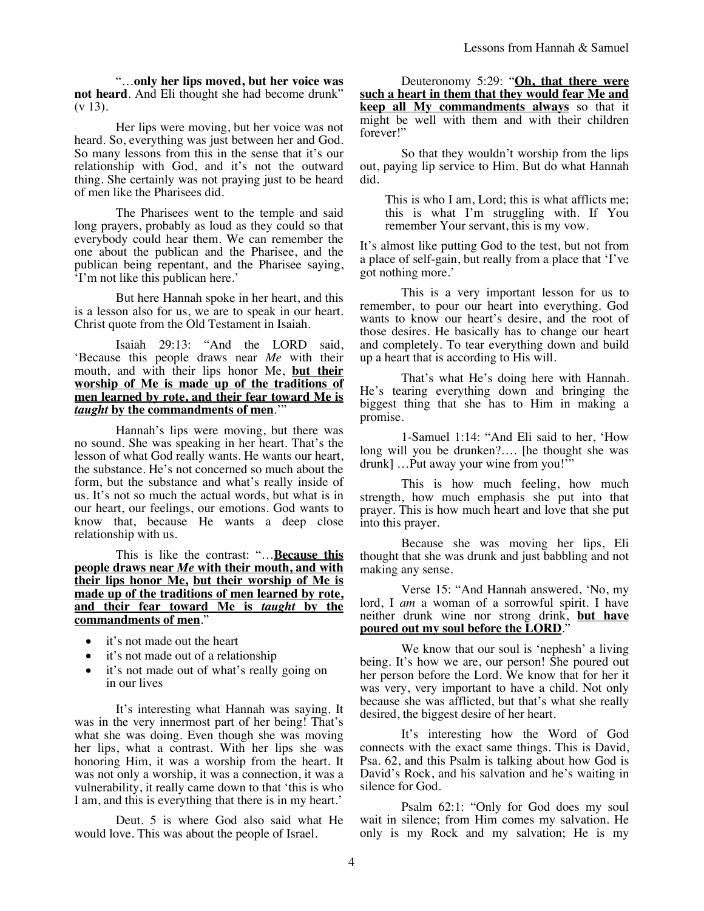"…**only her lips moved, but her voice was not heard**. And Eli thought she had become drunk" (v 13).

Her lips were moving, but her voice was not heard. So, everything was just between her and God. So many lessons from this in the sense that it's our relationship with God, and it's not the outward thing. She certainly was not praying just to be heard of men like the Pharisees did.

The Pharisees went to the temple and said long prayers, probably as loud as they could so that everybody could hear them. We can remember the one about the publican and the Pharisee, and the publican being repentant, and the Pharisee saying, 'I'm not like this publican here.'

But here Hannah spoke in her heart, and this is a lesson also for us, we are to speak in our heart. Christ quote from the Old Testament in Isaiah.

Isaiah 29:13: "And the LORD said, 'Because this people draws near *Me* with their mouth, and with their lips honor Me, **but their worship of Me is made up of the traditions of men learned by rote, and their fear toward Me is *taught* by the commandments of men**.'"

Hannah's lips were moving, but there was no sound. She was speaking in her heart. That's the lesson of what God really wants. He wants our heart, the substance. He's not concerned so much about the form, but the substance and what's really inside of us. It's not so much the actual words, but what is in our heart, our feelings, our emotions. God wants to know that, because He wants a deep close relationship with us.

This is like the contrast: "…**Because this people draws near *Me* with their mouth, and with their lips honor Me, but their worship of Me is made up of the traditions of men learned by rote, and their fear toward Me is *taught* by the commandments of men**."

- it's not made out the heart
- it's not made out of a relationship
- it's not made out of what's really going on in our lives

It's interesting what Hannah was saying. It was in the very innermost part of her being! That's what she was doing. Even though she was moving her lips, what a contrast. With her lips she was honoring Him, it was a worship from the heart. It was not only a worship, it was a connection, it was a vulnerability, it really came down to that 'this is who I am, and this is everything that there is in my heart.'

Deut. 5 is where God also said what He would love. This was about the people of Israel.

Deuteronomy 5:29: "**Oh, that there were such a heart in them that they would fear Me and keep all My commandments always** so that it might be well with them and with their children forever!"

So that they wouldn't worship from the lips out, paying lip service to Him. But do what Hannah did.

> This is who I am, Lord; this is what afflicts me; this is what I'm struggling with. If You remember Your servant, this is my vow.

It's almost like putting God to the test, but not from a place of self-gain, but really from a place that 'I've got nothing more.'

This is a very important lesson for us to remember, to pour our heart into everything. God wants to know our heart's desire, and the root of those desires. He basically has to change our heart and completely. To tear everything down and build up a heart that is according to His will.

That's what He's doing here with Hannah. He's tearing everything down and bringing the biggest thing that she has to Him in making a promise.

1-Samuel 1:14: "And Eli said to her, 'How long will you be drunken?…. [he thought she was drunk] …Put away your wine from you!'"

This is how much feeling, how much strength, how much emphasis she put into that prayer. This is how much heart and love that she put into this prayer.

Because she was moving her lips, Eli thought that she was drunk and just babbling and not making any sense.

Verse 15: "And Hannah answered, 'No, my lord, I *am* a woman of a sorrowful spirit. I have neither drunk wine nor strong drink, **but have poured out my soul before the LORD**."

We know that our soul is 'nephesh' a living being. It's how we are, our person! She poured out her person before the Lord. We know that for her it was very, very important to have a child. Not only because she was afflicted, but that's what she really desired, the biggest desire of her heart.

It's interesting how the Word of God connects with the exact same things. This is David, Psa. 62, and this Psalm is talking about how God is David's Rock, and his salvation and he's waiting in silence for God.

Psalm 62:1: "Only for God does my soul wait in silence; from Him comes my salvation. He only is my Rock and my salvation; He is my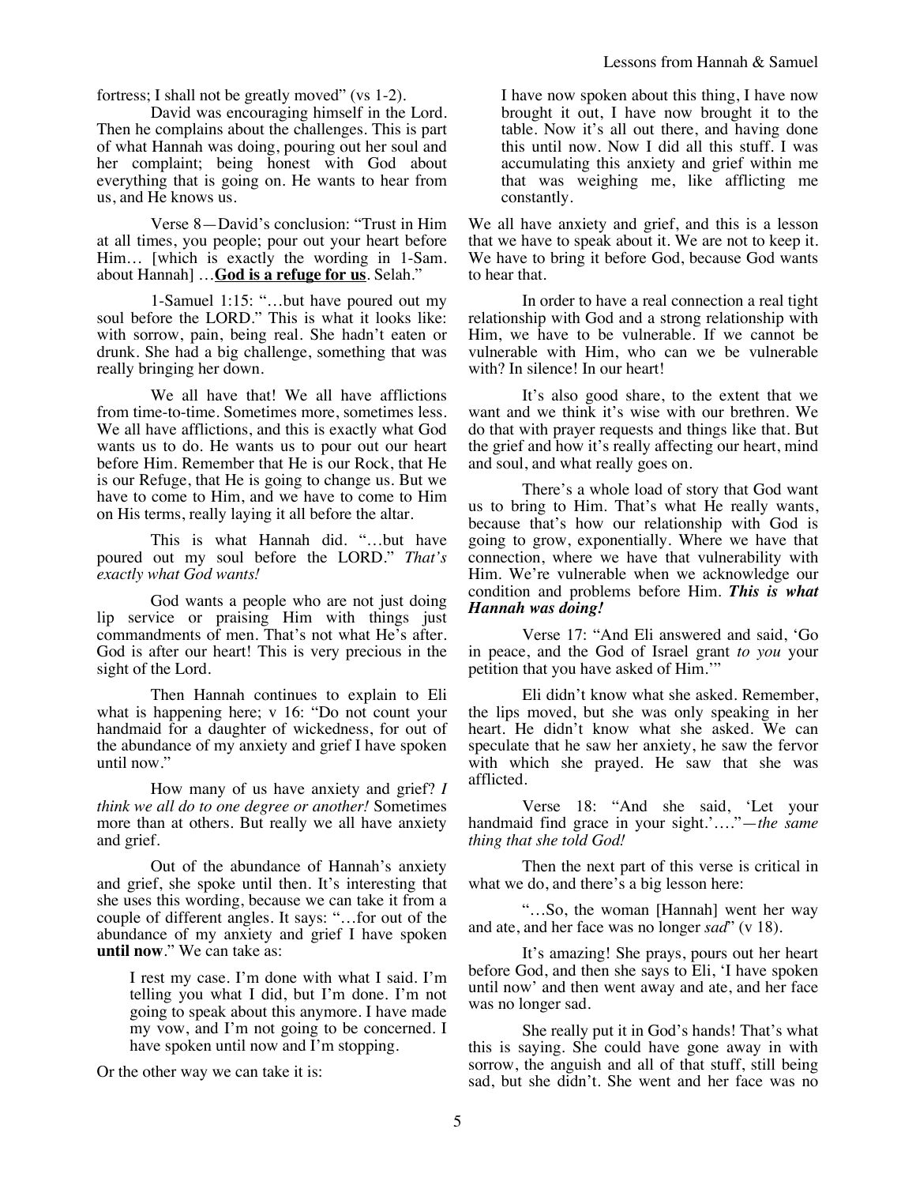fortress; I shall not be greatly moved" (vs 1-2).

David was encouraging himself in the Lord. Then he complains about the challenges. This is part of what Hannah was doing, pouring out her soul and her complaint; being honest with God about everything that is going on. He wants to hear from us, and He knows us.

Verse 8—David's conclusion: "Trust in Him at all times, you people; pour out your heart before Him… [which is exactly the wording in 1-Sam. about Hannah] …**God is a refuge for us**. Selah."

1-Samuel 1:15: "…but have poured out my soul before the LORD." This is what it looks like: with sorrow, pain, being real. She hadn't eaten or drunk. She had a big challenge, something that was really bringing her down.

We all have that! We all have afflictions from time-to-time. Sometimes more, sometimes less. We all have afflictions, and this is exactly what God wants us to do. He wants us to pour out our heart before Him. Remember that He is our Rock, that He is our Refuge, that He is going to change us. But we have to come to Him, and we have to come to Him on His terms, really laying it all before the altar.

This is what Hannah did. "…but have poured out my soul before the LORD." *That's exactly what God wants!*

God wants a people who are not just doing lip service or praising Him with things just commandments of men. That's not what He's after. God is after our heart! This is very precious in the sight of the Lord.

Then Hannah continues to explain to Eli what is happening here; v 16: "Do not count your handmaid for a daughter of wickedness, for out of the abundance of my anxiety and grief I have spoken until now."

How many of us have anxiety and grief? *I think we all do to one degree or another!* Sometimes more than at others. But really we all have anxiety and grief.

Out of the abundance of Hannah's anxiety and grief, she spoke until then. It's interesting that she uses this wording, because we can take it from a couple of different angles. It says: "…for out of the abundance of my anxiety and grief I have spoken **until now**." We can take as:

> I rest my case. I'm done with what I said. I'm telling you what I did, but I'm done. I'm not going to speak about this anymore. I have made my vow, and I'm not going to be concerned. I have spoken until now and I'm stopping.

Or the other way we can take it is:

> I have now spoken about this thing, I have now brought it out, I have now brought it to the table. Now it's all out there, and having done this until now. Now I did all this stuff. I was accumulating this anxiety and grief within me that was weighing me, like afflicting me constantly.

We all have anxiety and grief, and this is a lesson that we have to speak about it. We are not to keep it. We have to bring it before God, because God wants to hear that.

In order to have a real connection a real tight relationship with God and a strong relationship with Him, we have to be vulnerable. If we cannot be vulnerable with Him, who can we be vulnerable with? In silence! In our heart!

It's also good share, to the extent that we want and we think it's wise with our brethren. We do that with prayer requests and things like that. But the grief and how it's really affecting our heart, mind and soul, and what really goes on.

There's a whole load of story that God want us to bring to Him. That's what He really wants, because that's how our relationship with God is going to grow, exponentially. Where we have that connection, where we have that vulnerability with Him. We're vulnerable when we acknowledge our condition and problems before Him. ***This is what Hannah was doing!***

Verse 17: "And Eli answered and said, 'Go in peace, and the God of Israel grant *to you* your petition that you have asked of Him.'"

Eli didn't know what she asked. Remember, the lips moved, but she was only speaking in her heart. He didn't know what she asked. We can speculate that he saw her anxiety, he saw the fervor with which she prayed. He saw that she was afflicted.

Verse 18: "And she said, 'Let your handmaid find grace in your sight.'…."—*the same thing that she told God!*

Then the next part of this verse is critical in what we do, and there's a big lesson here:

"…So, the woman [Hannah] went her way and ate, and her face was no longer *sad*" (v 18).

It's amazing! She prays, pours out her heart before God, and then she says to Eli, 'I have spoken until now' and then went away and ate, and her face was no longer sad.

She really put it in God's hands! That's what this is saying. She could have gone away in with sorrow, the anguish and all of that stuff, still being sad, but she didn't. She went and her face was no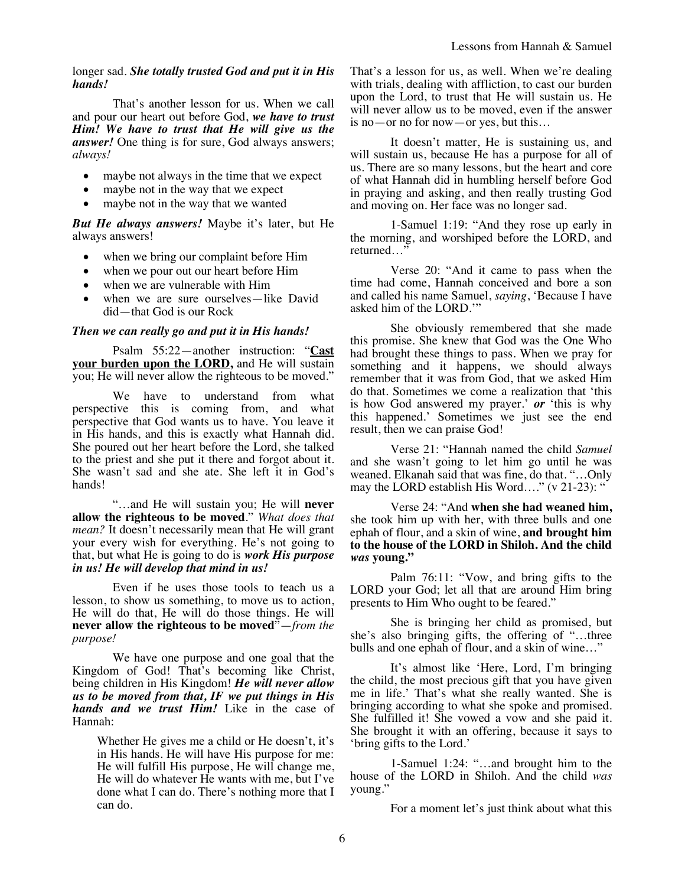longer sad. ***She totally trusted God and put it in His hands!***

That's another lesson for us. When we call and pour our heart out before God, ***we have to trust Him! We have to trust that He will give us the answer!*** One thing is for sure, God always answers; *always!*

- maybe not always in the time that we expect
- maybe not in the way that we expect
- maybe not in the way that we wanted

***But He always answers!*** Maybe it's later, but He always answers!

- when we bring our complaint before Him
- when we pour out our heart before Him
- when we are vulnerable with Him
- when we are sure ourselves—like David did—that God is our Rock

***Then we can really go and put it in His hands!***

Psalm 55:22—another instruction: "**<u>Cast your burden upon the LORD,</u>** and He will sustain you; He will never allow the righteous to be moved."

We have to understand from what perspective this is coming from, and what perspective that God wants us to have. You leave it in His hands, and this is exactly what Hannah did. She poured out her heart before the Lord, she talked to the priest and she put it there and forgot about it. She wasn't sad and she ate. She left it in God's hands!

"…and He will sustain you; He will **never allow the righteous to be moved**." *What does that mean?* It doesn't necessarily mean that He will grant your every wish for everything. He's not going to that, but what He is going to do is ***work His purpose in us! He will develop that mind in us!***

Even if he uses those tools to teach us a lesson, to show us something, to move us to action, He will do that, He will do those things. He will **never allow the righteous to be moved**"—*from the purpose!*

We have one purpose and one goal that the Kingdom of God! That's becoming like Christ, being children in His Kingdom! ***He will never allow us to be moved from that, IF we put things in His hands and we trust Him!*** Like in the case of Hannah:

> Whether He gives me a child or He doesn't, it's in His hands. He will have His purpose for me: He will fulfill His purpose, He will change me, He will do whatever He wants with me, but I've done what I can do. There's nothing more that I can do.

That's a lesson for us, as well. When we're dealing with trials, dealing with affliction, to cast our burden upon the Lord, to trust that He will sustain us. He will never allow us to be moved, even if the answer is no—or no for now—or yes, but this…

It doesn't matter, He is sustaining us, and will sustain us, because He has a purpose for all of us. There are so many lessons, but the heart and core of what Hannah did in humbling herself before God in praying and asking, and then really trusting God and moving on. Her face was no longer sad.

1-Samuel 1:19: "And they rose up early in the morning, and worshiped before the LORD, and returned…"

Verse 20: "And it came to pass when the time had come, Hannah conceived and bore a son and called his name Samuel, *saying*, 'Because I have asked him of the LORD.'"

She obviously remembered that she made this promise. She knew that God was the One Who had brought these things to pass. When we pray for something and it happens, we should always remember that it was from God, that we asked Him do that. Sometimes we come a realization that 'this is how God answered my prayer.' ***or*** 'this is why this happened.' Sometimes we just see the end result, then we can praise God!

Verse 21: "Hannah named the child *Samuel* and she wasn't going to let him go until he was weaned. Elkanah said that was fine, do that. "…Only may the LORD establish His Word…." (v 21-23): "

Verse 24: "And **when she had weaned him,** she took him up with her, with three bulls and one ephah of flour, and a skin of wine, **and brought him to the house of the LORD in Shiloh. And the child *was* young."**

Palm 76:11: "Vow, and bring gifts to the LORD your God; let all that are around Him bring presents to Him Who ought to be feared."

She is bringing her child as promised, but she's also bringing gifts, the offering of "…three bulls and one ephah of flour, and a skin of wine…"

It's almost like 'Here, Lord, I'm bringing the child, the most precious gift that you have given me in life.' That's what she really wanted. She is bringing according to what she spoke and promised. She fulfilled it! She vowed a vow and she paid it. She brought it with an offering, because it says to 'bring gifts to the Lord.'

1-Samuel 1:24: "…and brought him to the house of the LORD in Shiloh. And the child *was* young."

For a moment let's just think about what this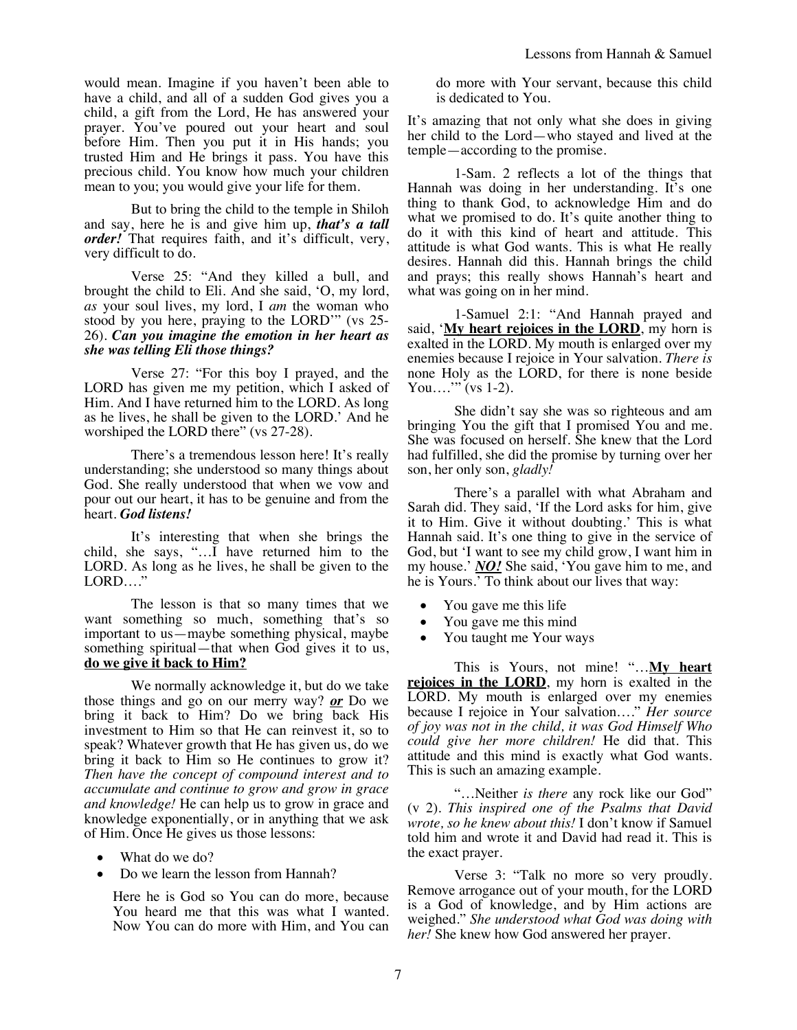would mean. Imagine if you haven't been able to have a child, and all of a sudden God gives you a child, a gift from the Lord, He has answered your prayer. You've poured out your heart and soul before Him. Then you put it in His hands; you trusted Him and He brings it pass. You have this precious child. You know how much your children mean to you; you would give your life for them.

But to bring the child to the temple in Shiloh and say, here he is and give him up, ***that's a tall order!*** That requires faith, and it's difficult, very, very difficult to do.

Verse 25: "And they killed a bull, and brought the child to Eli. And she said, 'O, my lord, *as* your soul lives, my lord, I *am* the woman who stood by you here, praying to the LORD'" (vs 25-26). ***Can you imagine the emotion in her heart as she was telling Eli those things?***

Verse 27: "For this boy I prayed, and the LORD has given me my petition, which I asked of Him. And I have returned him to the LORD. As long as he lives, he shall be given to the LORD.' And he worshiped the LORD there" (vs 27-28).

There's a tremendous lesson here! It's really understanding; she understood so many things about God. She really understood that when we vow and pour out our heart, it has to be genuine and from the heart. ***God listens!***

It's interesting that when she brings the child, she says, "…I have returned him to the LORD. As long as he lives, he shall be given to the LORD…"

The lesson is that so many times that we want something so much, something that's so important to us—maybe something physical, maybe something spiritual—that when God gives it to us, **do we give it back to Him?**

We normally acknowledge it, but do we take those things and go on our merry way? ***or*** Do we bring it back to Him? Do we bring back His investment to Him so that He can reinvest it, so to speak? Whatever growth that He has given us, do we bring it back to Him so He continues to grow it? *Then have the concept of compound interest and to accumulate and continue to grow and grow in grace and knowledge!* He can help us to grow in grace and knowledge exponentially, or in anything that we ask of Him. Once He gives us those lessons:

- What do we do?
- Do we learn the lesson from Hannah?

> Here he is God so You can do more, because You heard me that this was what I wanted. Now You can do more with Him, and You can do more with Your servant, because this child is dedicated to You.

It's amazing that not only what she does in giving her child to the Lord—who stayed and lived at the temple—according to the promise.

1-Sam. 2 reflects a lot of the things that Hannah was doing in her understanding. It's one thing to thank God, to acknowledge Him and do what we promised to do. It's quite another thing to do it with this kind of heart and attitude. This attitude is what God wants. This is what He really desires. Hannah did this. Hannah brings the child and prays; this really shows Hannah's heart and what was going on in her mind.

1-Samuel 2:1: "And Hannah prayed and said, '**My heart rejoices in the LORD**, my horn is exalted in the LORD. My mouth is enlarged over my enemies because I rejoice in Your salvation. *There is* none Holy as the LORD, for there is none beside You….'" (vs 1-2).

She didn't say she was so righteous and am bringing You the gift that I promised You and me. She was focused on herself. She knew that the Lord had fulfilled, she did the promise by turning over her son, her only son, *gladly!*

There's a parallel with what Abraham and Sarah did. They said, 'If the Lord asks for him, give it to Him. Give it without doubting.' This is what Hannah said. It's one thing to give in the service of God, but 'I want to see my child grow, I want him in my house.' ***NO!*** She said, 'You gave him to me, and he is Yours.' To think about our lives that way:

- You gave me this life
- You gave me this mind
- You taught me Your ways

This is Yours, not mine! "…**My heart rejoices in the LORD**, my horn is exalted in the LORD. My mouth is enlarged over my enemies because I rejoice in Your salvation…." *Her source of joy was not in the child, it was God Himself Who could give her more children!* He did that. This attitude and this mind is exactly what God wants. This is such an amazing example.

"…Neither *is there* any rock like our God" (v 2). *This inspired one of the Psalms that David wrote, so he knew about this!* I don't know if Samuel told him and wrote it and David had read it. This is the exact prayer.

Verse 3: "Talk no more so very proudly. Remove arrogance out of your mouth, for the LORD is a God of knowledge, and by Him actions are weighed." *She understood what God was doing with her!* She knew how God answered her prayer.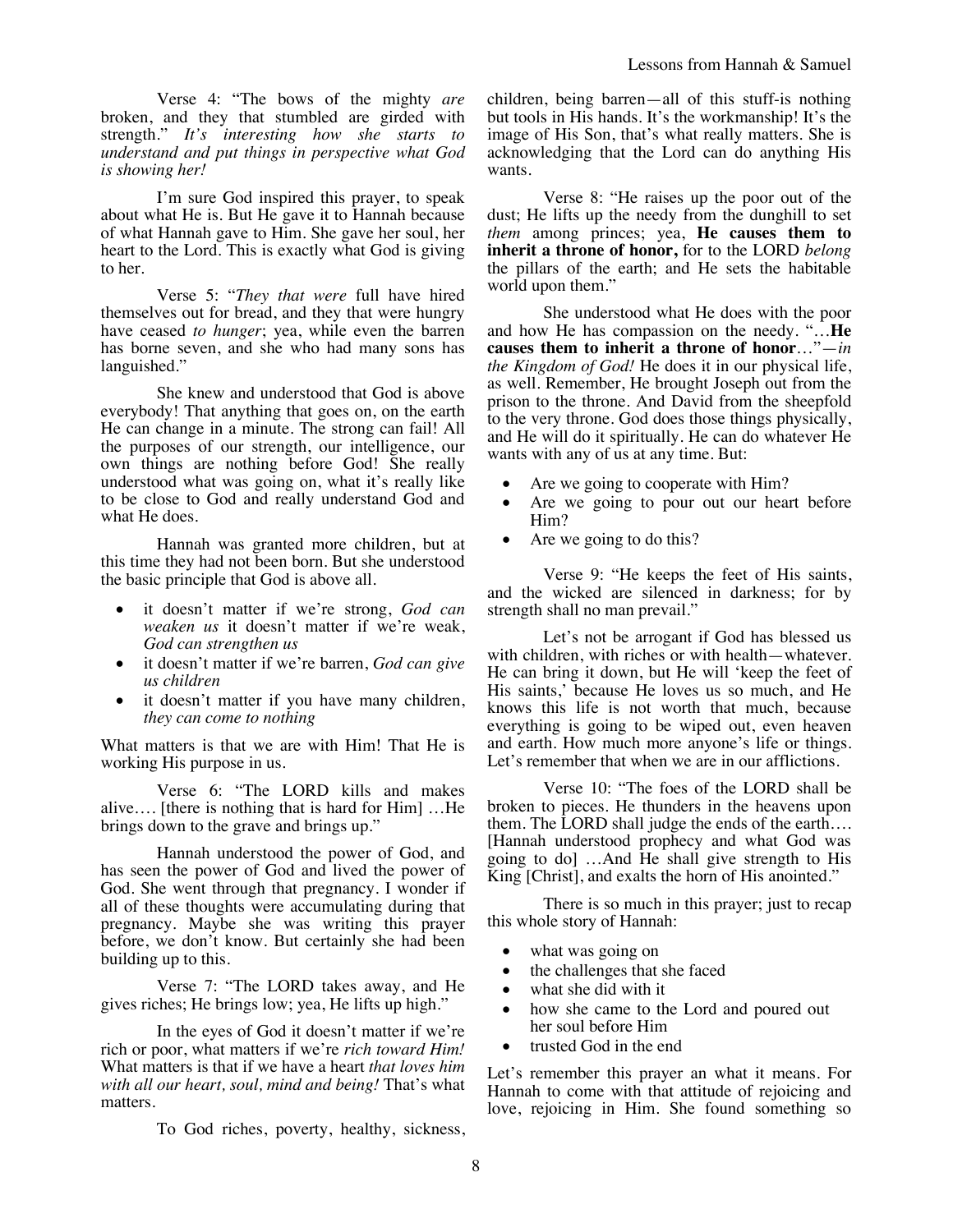Verse 4: "The bows of the mighty *are* broken, and they that stumbled are girded with strength." *It's interesting how she starts to understand and put things in perspective what God is showing her!*

I'm sure God inspired this prayer, to speak about what He is. But He gave it to Hannah because of what Hannah gave to Him. She gave her soul, her heart to the Lord. This is exactly what God is giving to her.

Verse 5: "*They that were* full have hired themselves out for bread, and they that were hungry have ceased *to hunger*; yea, while even the barren has borne seven, and she who had many sons has languished."

She knew and understood that God is above everybody! That anything that goes on, on the earth He can change in a minute. The strong can fail! All the purposes of our strength, our intelligence, our own things are nothing before God! She really understood what was going on, what it's really like to be close to God and really understand God and what He does.

Hannah was granted more children, but at this time they had not been born. But she understood the basic principle that God is above all.

- it doesn't matter if we're strong, *God can weaken us* it doesn't matter if we're weak, *God can strengthen us*
- it doesn't matter if we're barren, *God can give us children*
- it doesn't matter if you have many children, *they can come to nothing*

What matters is that we are with Him! That He is working His purpose in us.

Verse 6: "The LORD kills and makes alive…. [there is nothing that is hard for Him] …He brings down to the grave and brings up."

Hannah understood the power of God, and has seen the power of God and lived the power of God. She went through that pregnancy. I wonder if all of these thoughts were accumulating during that pregnancy. Maybe she was writing this prayer before, we don't know. But certainly she had been building up to this.

Verse 7: "The LORD takes away, and He gives riches; He brings low; yea, He lifts up high."

In the eyes of God it doesn't matter if we're rich or poor, what matters if we're *rich toward Him!* What matters is that if we have a heart *that loves him with all our heart, soul, mind and being!* That's what matters.

To God riches, poverty, healthy, sickness, children, being barren—all of this stuff-is nothing but tools in His hands. It's the workmanship! It's the image of His Son, that's what really matters. She is acknowledging that the Lord can do anything His wants.

Verse 8: "He raises up the poor out of the dust; He lifts up the needy from the dunghill to set *them* among princes; yea, **He causes them to inherit a throne of honor,** for to the LORD *belong* the pillars of the earth; and He sets the habitable world upon them."

She understood what He does with the poor and how He has compassion on the needy. "…**He causes them to inherit a throne of honor**…"—*in the Kingdom of God!* He does it in our physical life, as well. Remember, He brought Joseph out from the prison to the throne. And David from the sheepfold to the very throne. God does those things physically, and He will do it spiritually. He can do whatever He wants with any of us at any time. But:

- Are we going to cooperate with Him?
- Are we going to pour out our heart before Him?
- Are we going to do this?

Verse 9: "He keeps the feet of His saints, and the wicked are silenced in darkness; for by strength shall no man prevail."

Let's not be arrogant if God has blessed us with children, with riches or with health—whatever. He can bring it down, but He will 'keep the feet of His saints,' because He loves us so much, and He knows this life is not worth that much, because everything is going to be wiped out, even heaven and earth. How much more anyone's life or things. Let's remember that when we are in our afflictions.

Verse 10: "The foes of the LORD shall be broken to pieces. He thunders in the heavens upon them. The LORD shall judge the ends of the earth…. [Hannah understood prophecy and what God was going to do] …And He shall give strength to His King [Christ], and exalts the horn of His anointed."

There is so much in this prayer; just to recap this whole story of Hannah:

- what was going on
- the challenges that she faced
- what she did with it
- how she came to the Lord and poured out her soul before Him
- trusted God in the end

Let's remember this prayer an what it means. For Hannah to come with that attitude of rejoicing and love, rejoicing in Him. She found something so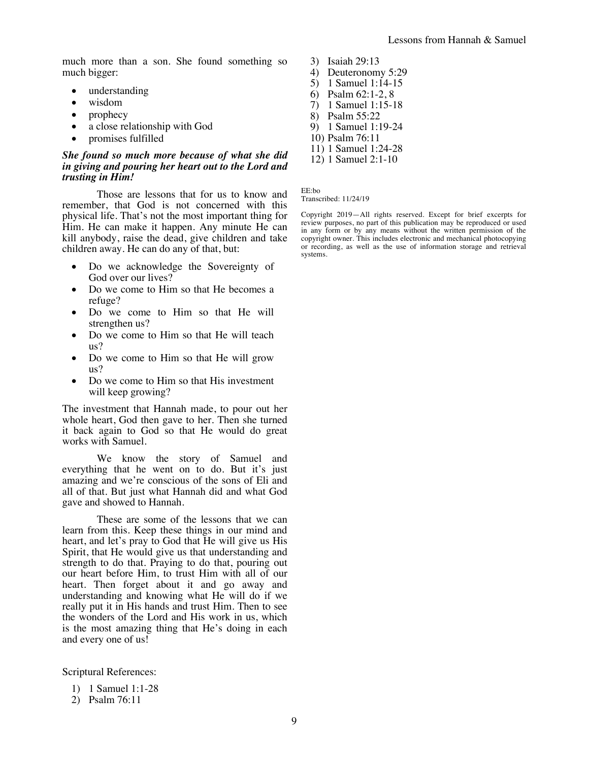much more than a son. She found something so much bigger:

- understanding
- wisdom
- prophecy
- a close relationship with God
- promises fulfilled

***She found so much more because of what she did in giving and pouring her heart out to the Lord and trusting in Him!***

Those are lessons that for us to know and remember, that God is not concerned with this physical life. That's not the most important thing for Him. He can make it happen. Any minute He can kill anybody, raise the dead, give children and take children away. He can do any of that, but:

- Do we acknowledge the Sovereignty of God over our lives?
- Do we come to Him so that He becomes a refuge?
- Do we come to Him so that He will strengthen us?
- Do we come to Him so that He will teach us?
- Do we come to Him so that He will grow us?
- Do we come to Him so that His investment will keep growing?

The investment that Hannah made, to pour out her whole heart, God then gave to her. Then she turned it back again to God so that He would do great works with Samuel.

We know the story of Samuel and everything that he went on to do. But it's just amazing and we're conscious of the sons of Eli and all of that. But just what Hannah did and what God gave and showed to Hannah.

These are some of the lessons that we can learn from this. Keep these things in our mind and heart, and let's pray to God that He will give us His Spirit, that He would give us that understanding and strength to do that. Praying to do that, pouring out our heart before Him, to trust Him with all of our heart. Then forget about it and go away and understanding and knowing what He will do if we really put it in His hands and trust Him. Then to see the wonders of the Lord and His work in us, which is the most amazing thing that He's doing in each and every one of us!

Scriptural References:

1) 1 Samuel 1:1-28
2) Psalm 76:11
3) Isaiah 29:13
4) Deuteronomy 5:29
5) 1 Samuel 1:14-15
6) Psalm 62:1-2, 8
7) 1 Samuel 1:15-18
8) Psalm 55:22
9) 1 Samuel 1:19-24
10) Psalm 76:11
11) 1 Samuel 1:24-28
12) 1 Samuel 2:1-10

EE:bo
Transcribed: 11/24/19

Copyright 2019—All rights reserved. Except for brief excerpts for review purposes, no part of this publication may be reproduced or used in any form or by any means without the written permission of the copyright owner. This includes electronic and mechanical photocopying or recording, as well as the use of information storage and retrieval systems.